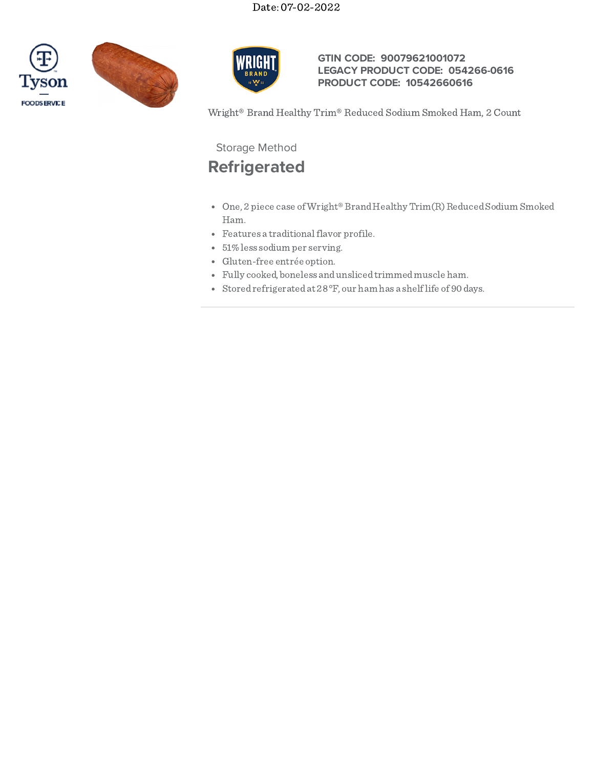Date: 07-02-2022

Tyson FOODSERVICE

WRIGHT BRAND

**GTIN CODE: 90079621001072**
**LEGACY PRODUCT CODE: 054266-0616**
**PRODUCT CODE: 10542660616**

Wright® Brand Healthy Trim® Reduced Sodium Smoked Ham, 2 Count

Storage Method

## Refrigerated

- One, 2 piece case of Wright® Brand Healthy Trim(R) Reduced Sodium Smoked Ham.
- Features a traditional flavor profile.
- 51% less sodium per serving.
- Gluten-free entrée option.
- Fully cooked, boneless and unsliced trimmed muscle ham.
- Stored refrigerated at 28°F, our ham has a shelf life of 90 days.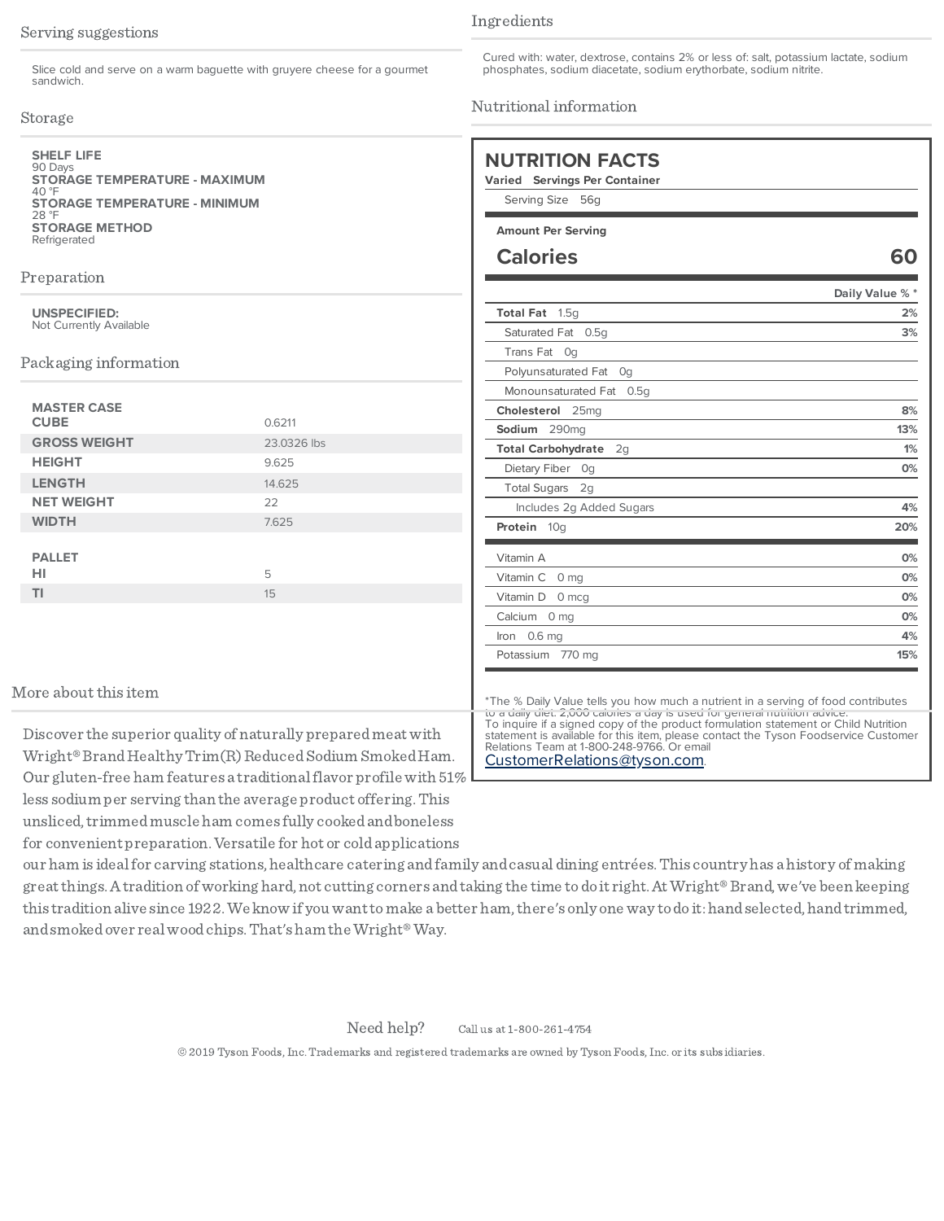## Serving suggestions

Slice cold and serve on a warm baguette with gruyere cheese for a gourmet sandwich.

## Storage

**SHELF LIFE**
90 Days
**STORAGE TEMPERATURE - MAXIMUM**
40 °F
**STORAGE TEMPERATURE - MINIMUM**
28 °F
**STORAGE METHOD**
Refrigerated

## Preparation

**UNSPECIFIED:**
Not Currently Available

## Packaging information

| MASTER CASE | |
|---|---|
| **CUBE** | 0.6211 |
| **GROSS WEIGHT** | 23.0326 lbs |
| **HEIGHT** | 9.625 |
| **LENGTH** | 14.625 |
| **NET WEIGHT** | 22 |
| **WIDTH** | 7.625 |

| PALLET | |
|---|---|
| **HI** | 5 |
| **TI** | 15 |

## Ingredients

Cured with: water, dextrose, contains 2% or less of: salt, potassium lactate, sodium phosphates, sodium diacetate, sodium erythorbate, sodium nitrite.

## Nutritional information

### NUTRITION FACTS

**Varied Servings Per Container**
Serving Size 56g

**Amount Per Serving**
**Calories 60**

| | Daily Value % * |
|---|---|
| **Total Fat** 1.5g | 2% |
| Saturated Fat 0.5g | 3% |
| Trans Fat 0g | |
| Polyunsaturated Fat 0g | |
| Monounsaturated Fat 0.5g | |
| **Cholesterol** 25mg | 8% |
| **Sodium** 290mg | 13% |
| **Total Carbohydrate** 2g | 1% |
| Dietary Fiber 0g | 0% |
| Total Sugars 2g | |
| Includes 2g Added Sugars | 4% |
| **Protein** 10g | 20% |
| Vitamin A | 0% |
| Vitamin C 0 mg | 0% |
| Vitamin D 0 mcg | 0% |
| Calcium 0 mg | 0% |
| Iron 0.6 mg | 4% |
| Potassium 770 mg | 15% |

*The % Daily Value tells you how much a nutrient in a serving of food contributes to a daily diet. 2,000 calories a day is used for general nutrition advice.
To inquire if a signed copy of the product formulation statement or Child Nutrition statement is available for this item, please contact the Tyson Foodservice Customer Relations Team at 1-800-248-9766. Or email CustomerRelations@tyson.com.

## More about this item

Discover the superior quality of naturally prepared meat with Wright® Brand Healthy Trim(R) Reduced Sodium Smoked Ham. Our gluten-free ham features a traditional flavor profile with 51% less sodium per serving than the average product offering. This unsliced, trimmed muscle ham comes fully cooked and boneless for convenient preparation. Versatile for hot or cold applications our ham is ideal for carving stations, healthcare catering and family and casual dining entrées. This country has a history of making great things. A tradition of working hard, not cutting corners and taking the time to do it right. At Wright® Brand, we've been keeping this tradition alive since 1922. We know if you want to make a better ham, there's only one way to do it: hand selected, hand trimmed, and smoked over real wood chips. That's ham the Wright® Way.

Need help? Call us at 1-800-261-4754

© 2019 Tyson Foods, Inc. Trademarks and registered trademarks are owned by Tyson Foods, Inc. or its subsidiaries.